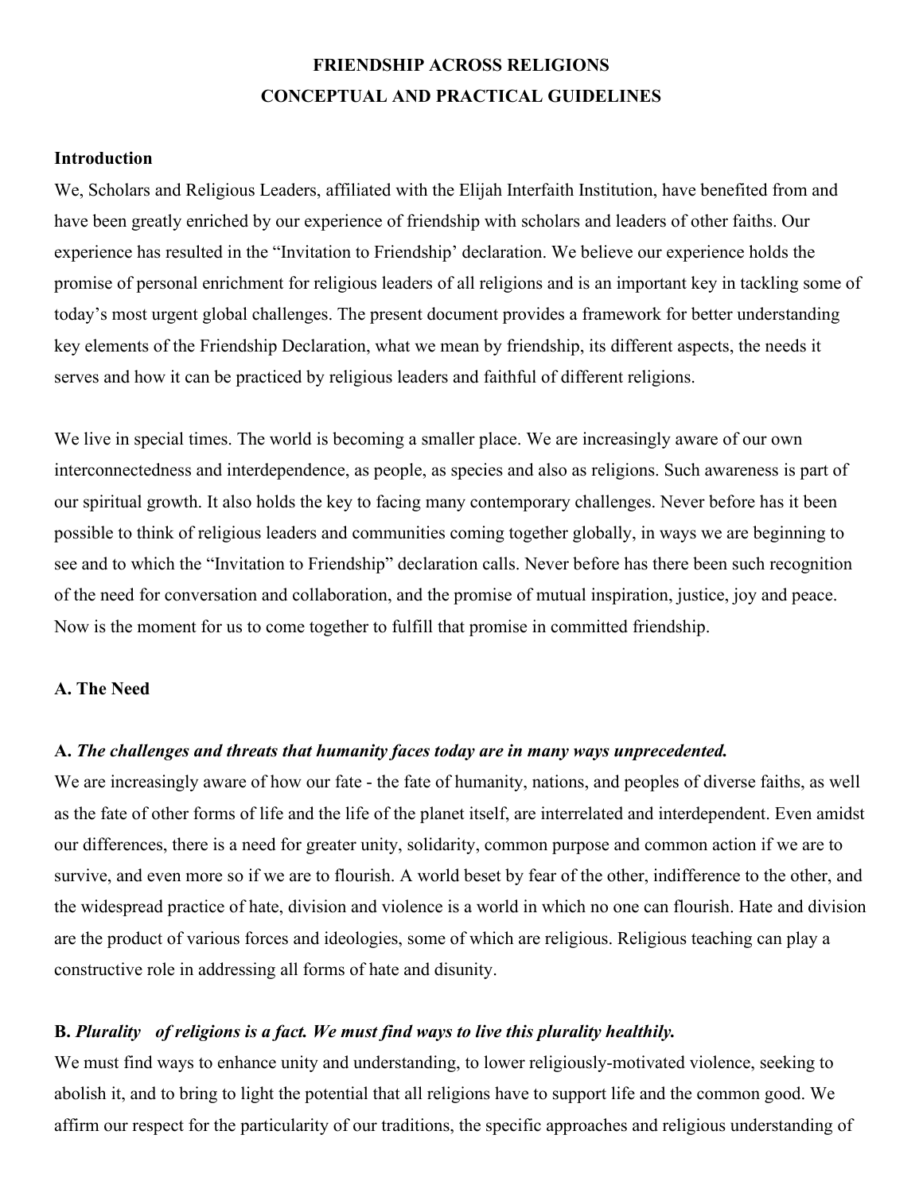# FRIENDSHIP ACROSS RELIGIONS
## CONCEPTUAL AND PRACTICAL GUIDELINES

### Introduction

We, Scholars and Religious Leaders, affiliated with the Elijah Interfaith Institution, have benefited from and have been greatly enriched by our experience of friendship with scholars and leaders of other faiths. Our experience has resulted in the "Invitation to Friendship' declaration. We believe our experience holds the promise of personal enrichment for religious leaders of all religions and is an important key in tackling some of today's most urgent global challenges. The present document provides a framework for better understanding key elements of the Friendship Declaration, what we mean by friendship, its different aspects, the needs it serves and how it can be practiced by religious leaders and faithful of different religions.

We live in special times. The world is becoming a smaller place. We are increasingly aware of our own interconnectedness and interdependence, as people, as species and also as religions. Such awareness is part of our spiritual growth. It also holds the key to facing many contemporary challenges. Never before has it been possible to think of religious leaders and communities coming together globally, in ways we are beginning to see and to which the "Invitation to Friendship" declaration calls. Never before has there been such recognition of the need for conversation and collaboration, and the promise of mutual inspiration, justice, joy and peace. Now is the moment for us to come together to fulfill that promise in committed friendship.

### A. The Need

**A. *The challenges and threats that humanity faces today are in many ways unprecedented.***

We are increasingly aware of how our fate - the fate of humanity, nations, and peoples of diverse faiths, as well as the fate of other forms of life and the life of the planet itself, are interrelated and interdependent. Even amidst our differences, there is a need for greater unity, solidarity, common purpose and common action if we are to survive, and even more so if we are to flourish. A world beset by fear of the other, indifference to the other, and the widespread practice of hate, division and violence is a world in which no one can flourish. Hate and division are the product of various forces and ideologies, some of which are religious. Religious teaching can play a constructive role in addressing all forms of hate and disunity.

**B. *Plurality of religions is a fact. We must find ways to live this plurality healthily.***

We must find ways to enhance unity and understanding, to lower religiously-motivated violence, seeking to abolish it, and to bring to light the potential that all religions have to support life and the common good. We affirm our respect for the particularity of our traditions, the specific approaches and religious understanding of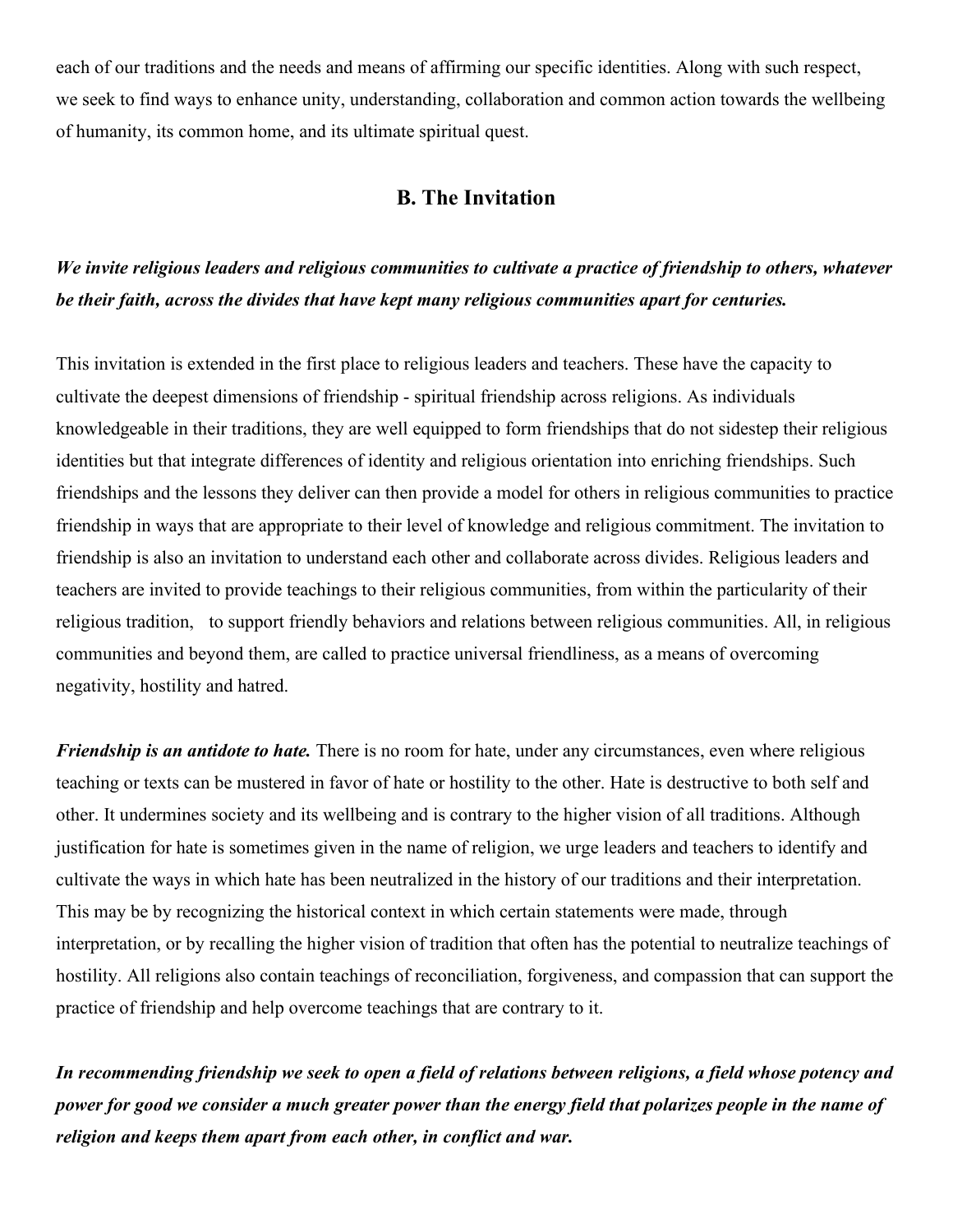each of our traditions and the needs and means of affirming our specific identities. Along with such respect, we seek to find ways to enhance unity, understanding, collaboration and common action towards the wellbeing of humanity, its common home, and its ultimate spiritual quest.

## B. The Invitation

***We invite religious leaders and religious communities to cultivate a practice of friendship to others, whatever be their faith, across the divides that have kept many religious communities apart for centuries.***

This invitation is extended in the first place to religious leaders and teachers. These have the capacity to cultivate the deepest dimensions of friendship - spiritual friendship across religions. As individuals knowledgeable in their traditions, they are well equipped to form friendships that do not sidestep their religious identities but that integrate differences of identity and religious orientation into enriching friendships. Such friendships and the lessons they deliver can then provide a model for others in religious communities to practice friendship in ways that are appropriate to their level of knowledge and religious commitment. The invitation to friendship is also an invitation to understand each other and collaborate across divides. Religious leaders and teachers are invited to provide teachings to their religious communities, from within the particularity of their religious tradition, to support friendly behaviors and relations between religious communities. All, in religious communities and beyond them, are called to practice universal friendliness, as a means of overcoming negativity, hostility and hatred.

***Friendship is an antidote to hate.*** There is no room for hate, under any circumstances, even where religious teaching or texts can be mustered in favor of hate or hostility to the other. Hate is destructive to both self and other. It undermines society and its wellbeing and is contrary to the higher vision of all traditions. Although justification for hate is sometimes given in the name of religion, we urge leaders and teachers to identify and cultivate the ways in which hate has been neutralized in the history of our traditions and their interpretation. This may be by recognizing the historical context in which certain statements were made, through interpretation, or by recalling the higher vision of tradition that often has the potential to neutralize teachings of hostility. All religions also contain teachings of reconciliation, forgiveness, and compassion that can support the practice of friendship and help overcome teachings that are contrary to it.

***In recommending friendship we seek to open a field of relations between religions, a field whose potency and power for good we consider a much greater power than the energy field that polarizes people in the name of religion and keeps them apart from each other, in conflict and war.***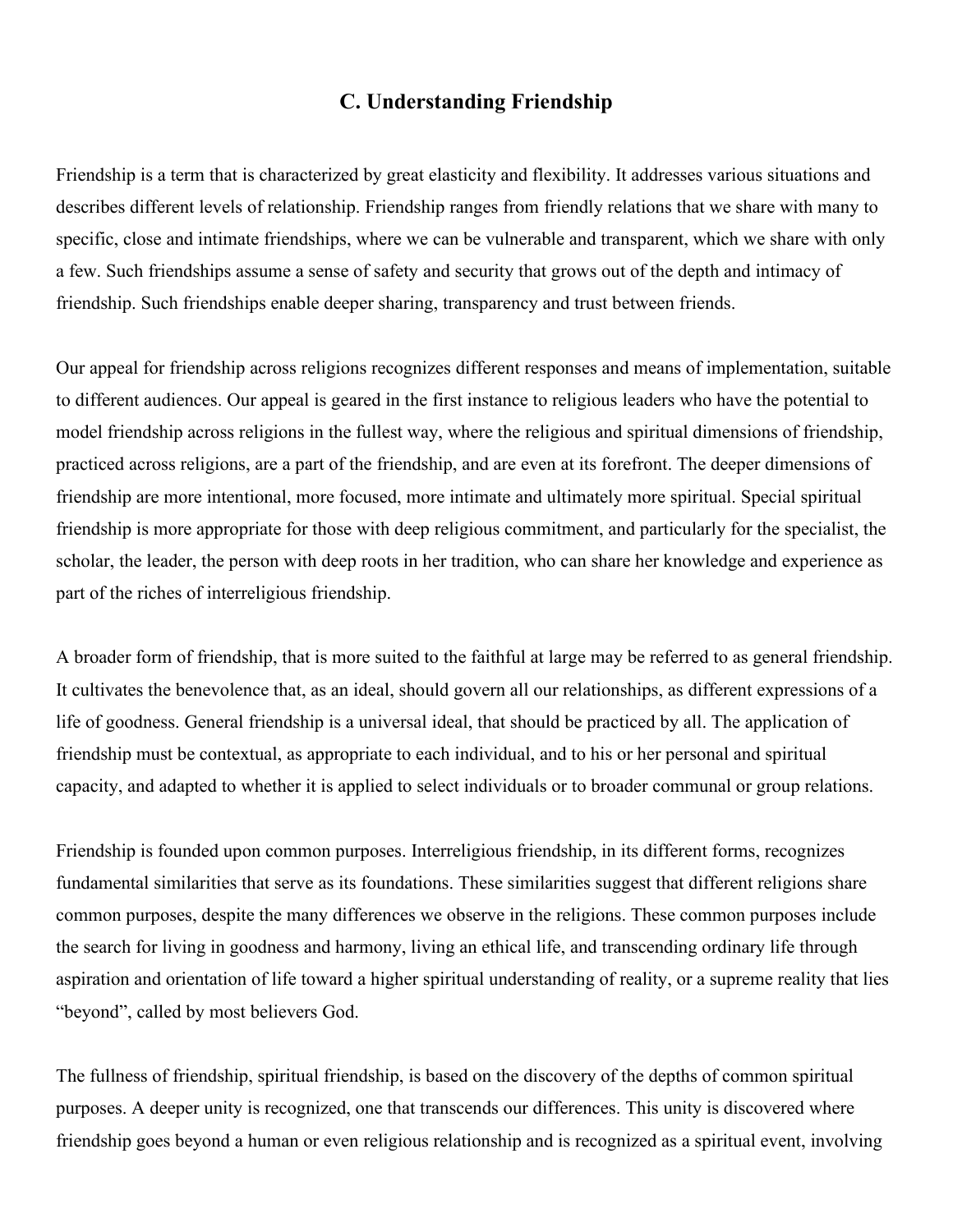## C. Understanding Friendship

Friendship is a term that is characterized by great elasticity and flexibility. It addresses various situations and describes different levels of relationship. Friendship ranges from friendly relations that we share with many to specific, close and intimate friendships, where we can be vulnerable and transparent, which we share with only a few. Such friendships assume a sense of safety and security that grows out of the depth and intimacy of friendship. Such friendships enable deeper sharing, transparency and trust between friends.

Our appeal for friendship across religions recognizes different responses and means of implementation, suitable to different audiences. Our appeal is geared in the first instance to religious leaders who have the potential to model friendship across religions in the fullest way, where the religious and spiritual dimensions of friendship, practiced across religions, are a part of the friendship, and are even at its forefront. The deeper dimensions of friendship are more intentional, more focused, more intimate and ultimately more spiritual. Special spiritual friendship is more appropriate for those with deep religious commitment, and particularly for the specialist, the scholar, the leader, the person with deep roots in her tradition, who can share her knowledge and experience as part of the riches of interreligious friendship.

A broader form of friendship, that is more suited to the faithful at large may be referred to as general friendship. It cultivates the benevolence that, as an ideal, should govern all our relationships, as different expressions of a life of goodness. General friendship is a universal ideal, that should be practiced by all. The application of friendship must be contextual, as appropriate to each individual, and to his or her personal and spiritual capacity, and adapted to whether it is applied to select individuals or to broader communal or group relations.

Friendship is founded upon common purposes. Interreligious friendship, in its different forms, recognizes fundamental similarities that serve as its foundations. These similarities suggest that different religions share common purposes, despite the many differences we observe in the religions. These common purposes include the search for living in goodness and harmony, living an ethical life, and transcending ordinary life through aspiration and orientation of life toward a higher spiritual understanding of reality, or a supreme reality that lies "beyond", called by most believers God.

The fullness of friendship, spiritual friendship, is based on the discovery of the depths of common spiritual purposes. A deeper unity is recognized, one that transcends our differences. This unity is discovered where friendship goes beyond a human or even religious relationship and is recognized as a spiritual event, involving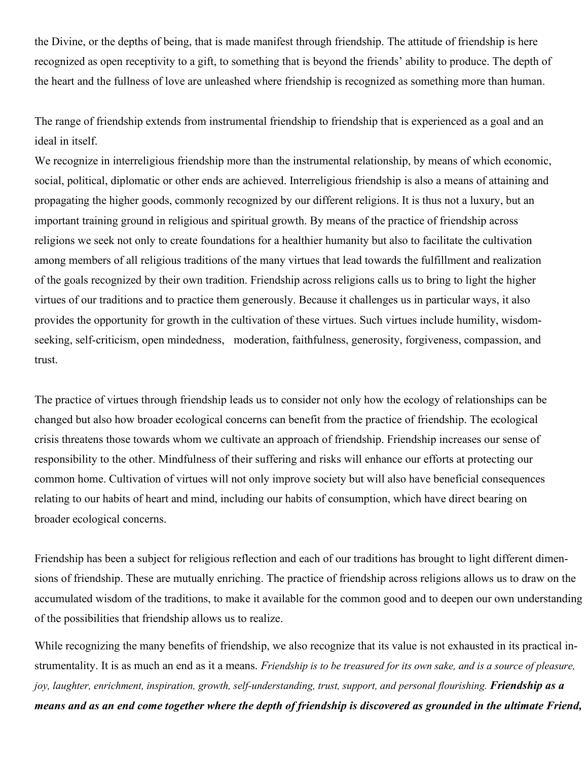the Divine, or the depths of being, that is made manifest through friendship. The attitude of friendship is here recognized as open receptivity to a gift, to something that is beyond the friends' ability to produce. The depth of the heart and the fullness of love are unleashed where friendship is recognized as something more than human.

The range of friendship extends from instrumental friendship to friendship that is experienced as a goal and an ideal in itself.

We recognize in interreligious friendship more than the instrumental relationship, by means of which economic, social, political, diplomatic or other ends are achieved. Interreligious friendship is also a means of attaining and propagating the higher goods, commonly recognized by our different religions. It is thus not a luxury, but an important training ground in religious and spiritual growth. By means of the practice of friendship across religions we seek not only to create foundations for a healthier humanity but also to facilitate the cultivation among members of all religious traditions of the many virtues that lead towards the fulfillment and realization of the goals recognized by their own tradition. Friendship across religions calls us to bring to light the higher virtues of our traditions and to practice them generously. Because it challenges us in particular ways, it also provides the opportunity for growth in the cultivation of these virtues. Such virtues include humility, wisdom-seeking, self-criticism, open mindedness, moderation, faithfulness, generosity, forgiveness, compassion, and trust.

The practice of virtues through friendship leads us to consider not only how the ecology of relationships can be changed but also how broader ecological concerns can benefit from the practice of friendship. The ecological crisis threatens those towards whom we cultivate an approach of friendship. Friendship increases our sense of responsibility to the other. Mindfulness of their suffering and risks will enhance our efforts at protecting our common home. Cultivation of virtues will not only improve society but will also have beneficial consequences relating to our habits of heart and mind, including our habits of consumption, which have direct bearing on broader ecological concerns.

Friendship has been a subject for religious reflection and each of our traditions has brought to light different dimensions of friendship. These are mutually enriching. The practice of friendship across religions allows us to draw on the accumulated wisdom of the traditions, to make it available for the common good and to deepen our own understanding of the possibilities that friendship allows us to realize.

While recognizing the many benefits of friendship, we also recognize that its value is not exhausted in its practical instrumentality. It is as much an end as it a means. *Friendship is to be treasured for its own sake, and is a source of pleasure, joy, laughter, enrichment, inspiration, growth, self-understanding, trust, support, and personal flourishing.* ***Friendship as a means and as an end come together where the depth of friendship is discovered as grounded in the ultimate Friend,***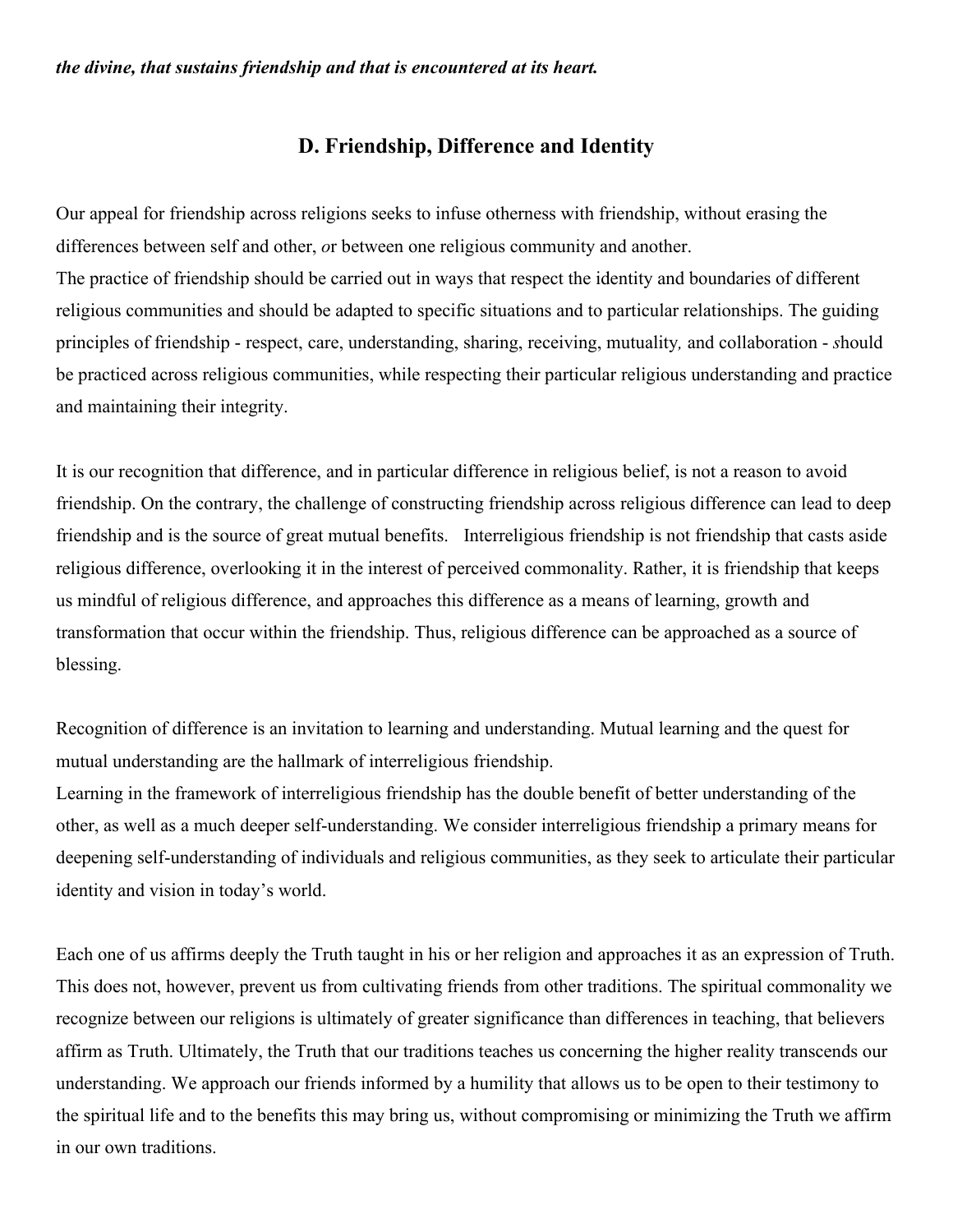***the divine, that sustains friendship and that is encountered at its heart.***

## D. Friendship, Difference and Identity

Our appeal for friendship across religions seeks to infuse otherness with friendship, without erasing the differences between self and other, *o*r between one religious community and another.
The practice of friendship should be carried out in ways that respect the identity and boundaries of different religious communities and should be adapted to specific situations and to particular relationships. The guiding principles of friendship - respect, care, understanding, sharing, receiving, mutuality*,* and collaboration - *s*hould be practiced across religious communities, while respecting their particular religious understanding and practice and maintaining their integrity.

It is our recognition that difference, and in particular difference in religious belief, is not a reason to avoid friendship. On the contrary, the challenge of constructing friendship across religious difference can lead to deep friendship and is the source of great mutual benefits. Interreligious friendship is not friendship that casts aside religious difference, overlooking it in the interest of perceived commonality. Rather, it is friendship that keeps us mindful of religious difference, and approaches this difference as a means of learning, growth and transformation that occur within the friendship. Thus, religious difference can be approached as a source of blessing.

Recognition of difference is an invitation to learning and understanding. Mutual learning and the quest for mutual understanding are the hallmark of interreligious friendship.
Learning in the framework of interreligious friendship has the double benefit of better understanding of the other, as well as a much deeper self-understanding. We consider interreligious friendship a primary means for deepening self-understanding of individuals and religious communities, as they seek to articulate their particular identity and vision in today's world.

Each one of us affirms deeply the Truth taught in his or her religion and approaches it as an expression of Truth. This does not, however, prevent us from cultivating friends from other traditions. The spiritual commonality we recognize between our religions is ultimately of greater significance than differences in teaching, that believers affirm as Truth. Ultimately, the Truth that our traditions teaches us concerning the higher reality transcends our understanding. We approach our friends informed by a humility that allows us to be open to their testimony to the spiritual life and to the benefits this may bring us, without compromising or minimizing the Truth we affirm in our own traditions.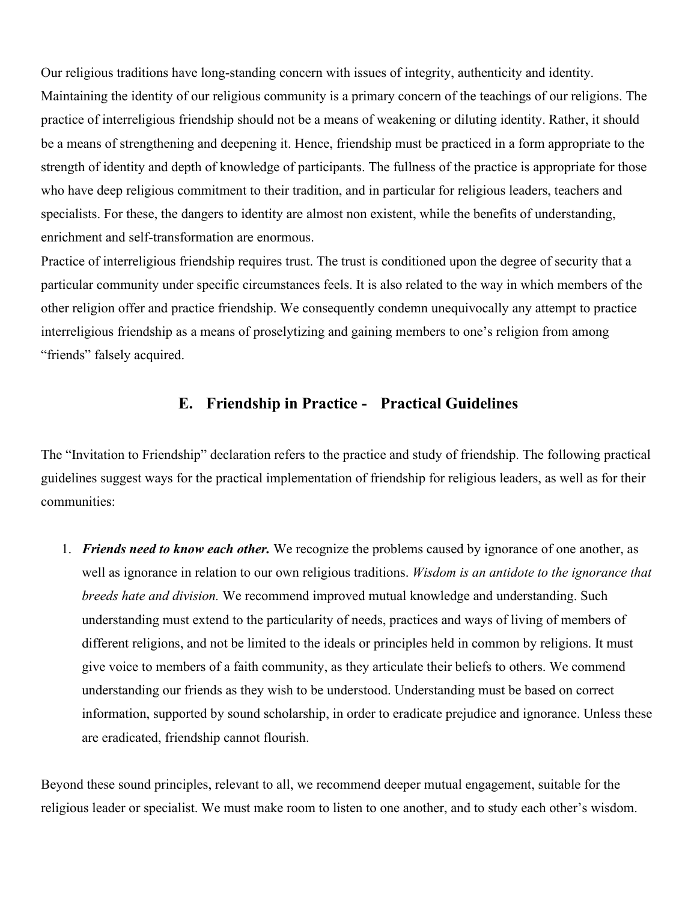Our religious traditions have long-standing concern with issues of integrity, authenticity and identity. Maintaining the identity of our religious community is a primary concern of the teachings of our religions. The practice of interreligious friendship should not be a means of weakening or diluting identity. Rather, it should be a means of strengthening and deepening it. Hence, friendship must be practiced in a form appropriate to the strength of identity and depth of knowledge of participants. The fullness of the practice is appropriate for those who have deep religious commitment to their tradition, and in particular for religious leaders, teachers and specialists. For these, the dangers to identity are almost non existent, while the benefits of understanding, enrichment and self-transformation are enormous.

Practice of interreligious friendship requires trust. The trust is conditioned upon the degree of security that a particular community under specific circumstances feels. It is also related to the way in which members of the other religion offer and practice friendship. We consequently condemn unequivocally any attempt to practice interreligious friendship as a means of proselytizing and gaining members to one's religion from among "friends" falsely acquired.

## E. Friendship in Practice - Practical Guidelines

The "Invitation to Friendship" declaration refers to the practice and study of friendship. The following practical guidelines suggest ways for the practical implementation of friendship for religious leaders, as well as for their communities:

1. ***Friends need to know each other.*** We recognize the problems caused by ignorance of one another, as well as ignorance in relation to our own religious traditions. *Wisdom is an antidote to the ignorance that breeds hate and division.* We recommend improved mutual knowledge and understanding. Such understanding must extend to the particularity of needs, practices and ways of living of members of different religions, and not be limited to the ideals or principles held in common by religions. It must give voice to members of a faith community, as they articulate their beliefs to others. We commend understanding our friends as they wish to be understood. Understanding must be based on correct information, supported by sound scholarship, in order to eradicate prejudice and ignorance. Unless these are eradicated, friendship cannot flourish.

Beyond these sound principles, relevant to all, we recommend deeper mutual engagement, suitable for the religious leader or specialist. We must make room to listen to one another, and to study each other's wisdom.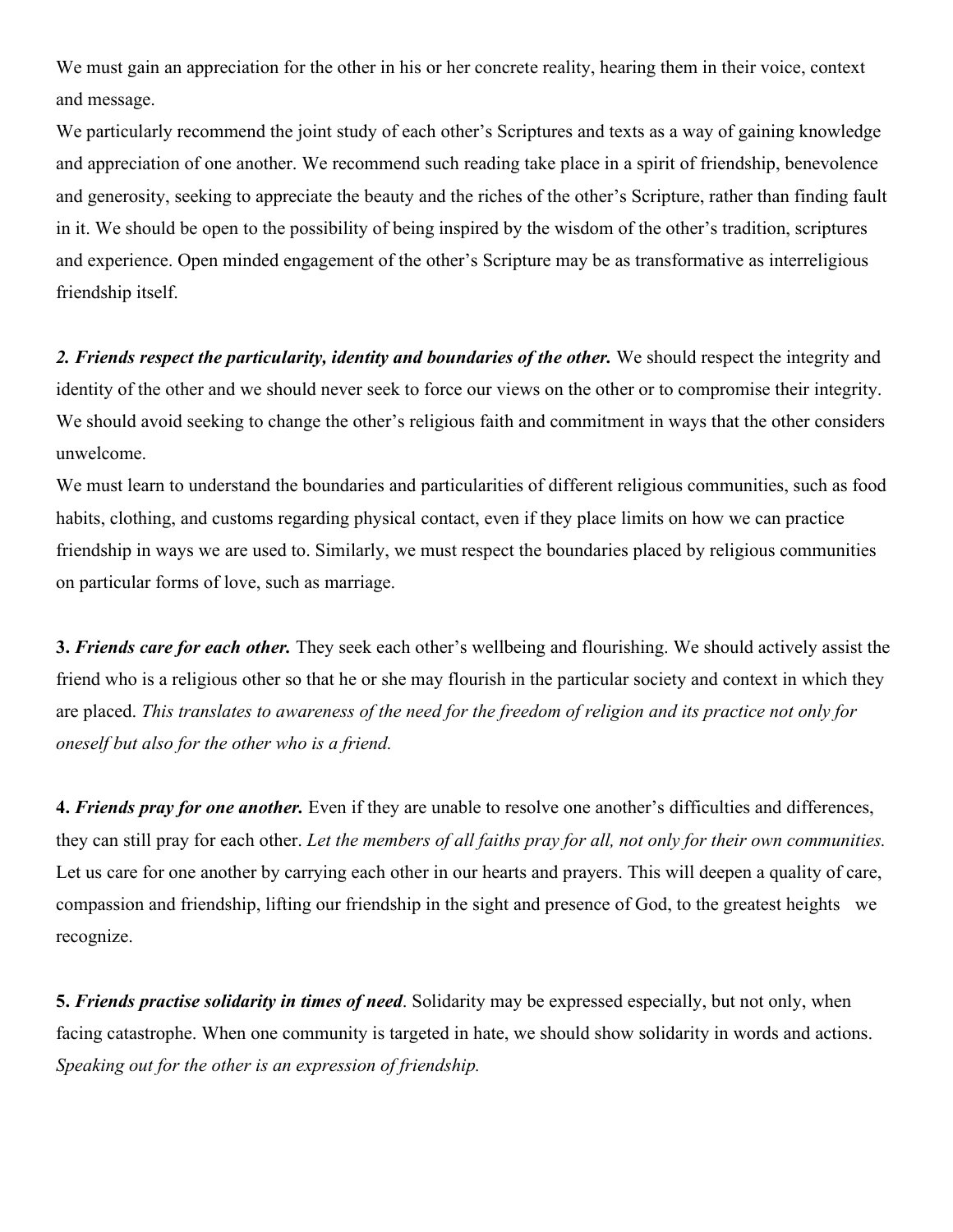We must gain an appreciation for the other in his or her concrete reality, hearing them in their voice, context and message.

We particularly recommend the joint study of each other's Scriptures and texts as a way of gaining knowledge and appreciation of one another. We recommend such reading take place in a spirit of friendship, benevolence and generosity, seeking to appreciate the beauty and the riches of the other's Scripture, rather than finding fault in it. We should be open to the possibility of being inspired by the wisdom of the other's tradition, scriptures and experience. Open minded engagement of the other's Scripture may be as transformative as interreligious friendship itself.

***2. Friends respect the particularity, identity and boundaries of the other.*** We should respect the integrity and identity of the other and we should never seek to force our views on the other or to compromise their integrity. We should avoid seeking to change the other's religious faith and commitment in ways that the other considers unwelcome.

We must learn to understand the boundaries and particularities of different religious communities, such as food habits, clothing, and customs regarding physical contact, even if they place limits on how we can practice friendship in ways we are used to. Similarly, we must respect the boundaries placed by religious communities on particular forms of love, such as marriage.

**3.** ***Friends care for each other.*** They seek each other's wellbeing and flourishing. We should actively assist the friend who is a religious other so that he or she may flourish in the particular society and context in which they are placed. *This translates to awareness of the need for the freedom of religion and its practice not only for oneself but also for the other who is a friend.*

**4.** ***Friends pray for one another.*** Even if they are unable to resolve one another's difficulties and differences, they can still pray for each other. *Let the members of all faiths pray for all, not only for their own communities.* Let us care for one another by carrying each other in our hearts and prayers. This will deepen a quality of care, compassion and friendship, lifting our friendship in the sight and presence of God, to the greatest heights we recognize.

**5.** ***Friends practise solidarity in times of need***. Solidarity may be expressed especially, but not only, when facing catastrophe. When one community is targeted in hate, we should show solidarity in words and actions. *Speaking out for the other is an expression of friendship.*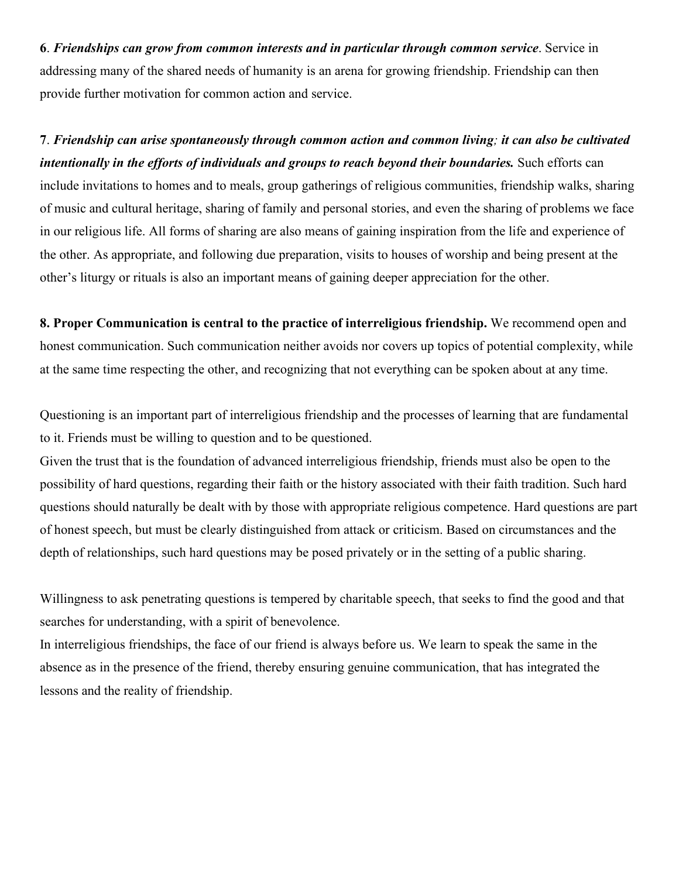**6**. ***Friendships can grow from common interests and in particular through common service***. Service in addressing many of the shared needs of humanity is an arena for growing friendship. Friendship can then provide further motivation for common action and service.

**7**. ***Friendship can arise spontaneously through common action and common living; it can also be cultivated intentionally in the efforts of individuals and groups to reach beyond their boundaries.*** Such efforts can include invitations to homes and to meals, group gatherings of religious communities, friendship walks, sharing of music and cultural heritage, sharing of family and personal stories, and even the sharing of problems we face in our religious life. All forms of sharing are also means of gaining inspiration from the life and experience of the other. As appropriate, and following due preparation, visits to houses of worship and being present at the other's liturgy or rituals is also an important means of gaining deeper appreciation for the other.

**8. Proper Communication is central to the practice of interreligious friendship.** We recommend open and honest communication. Such communication neither avoids nor covers up topics of potential complexity, while at the same time respecting the other, and recognizing that not everything can be spoken about at any time.

Questioning is an important part of interreligious friendship and the processes of learning that are fundamental to it. Friends must be willing to question and to be questioned.

Given the trust that is the foundation of advanced interreligious friendship, friends must also be open to the possibility of hard questions, regarding their faith or the history associated with their faith tradition. Such hard questions should naturally be dealt with by those with appropriate religious competence. Hard questions are part of honest speech, but must be clearly distinguished from attack or criticism. Based on circumstances and the depth of relationships, such hard questions may be posed privately or in the setting of a public sharing.

Willingness to ask penetrating questions is tempered by charitable speech, that seeks to find the good and that searches for understanding, with a spirit of benevolence.

In interreligious friendships, the face of our friend is always before us. We learn to speak the same in the absence as in the presence of the friend, thereby ensuring genuine communication, that has integrated the lessons and the reality of friendship.